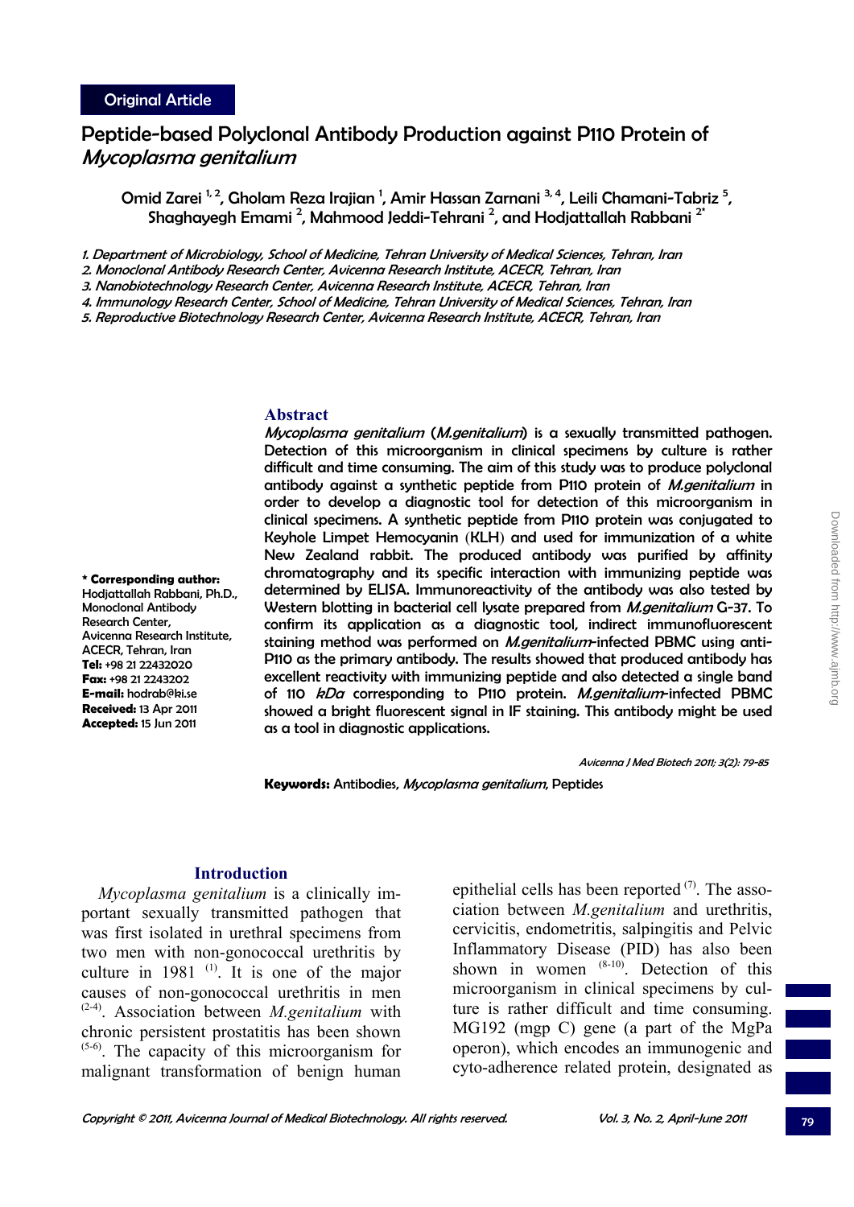Original Article

# Peptide-based Polyclonal Antibody Production against P110 Protein of *Mycoplasma genitalium*

Omid Zarei [1, 2], Gholam Reza Irajian [1], Amir Hassan Zarnani [3, 4], Leili Chamani-Tabriz [5], Shaghayegh Emami [2], Mahmood Jeddi-Tehrani [2], and Hodjattallah Rabbani [2*]

1. Department of Microbiology, School of Medicine, Tehran University of Medical Sciences, Tehran, Iran
2. Monoclonal Antibody Research Center, Avicenna Research Institute, ACECR, Tehran, Iran
3. Nanobiotechnology Research Center, Avicenna Research Institute, ACECR, Tehran, Iran
4. Immunology Research Center, School of Medicine, Tehran University of Medical Sciences, Tehran, Iran
5. Reproductive Biotechnology Research Center, Avicenna Research Institute, ACECR, Tehran, Iran

**\* Corresponding author:**
Hodjattallah Rabbani, Ph.D., Monoclonal Antibody Research Center, Avicenna Research Institute, ACECR, Tehran, Iran
**Tel:** +98 21 22432020
**Fax:** +98 21 2243202
**E-mail:** hodrab@ki.se
**Received:** 13 Apr 2011
**Accepted:** 15 Jun 2011

## Abstract

*Mycoplasma genitalium* (*M.genitalium*) is a sexually transmitted pathogen. Detection of this microorganism in clinical specimens by culture is rather difficult and time consuming. The aim of this study was to produce polyclonal antibody against a synthetic peptide from P110 protein of *M.genitalium* in order to develop a diagnostic tool for detection of this microorganism in clinical specimens. A synthetic peptide from P110 protein was conjugated to Keyhole Limpet Hemocyanin (KLH) and used for immunization of a white New Zealand rabbit. The produced antibody was purified by affinity chromatography and its specific interaction with immunizing peptide was determined by ELISA. Immunoreactivity of the antibody was also tested by Western blotting in bacterial cell lysate prepared from *M.genitalium* G-37. To confirm its application as a diagnostic tool, indirect immunofluorescent staining method was performed on *M.genitalium*-infected PBMC using anti-P110 as the primary antibody. The results showed that produced antibody has excellent reactivity with immunizing peptide and also detected a single band of 110 *kDa* corresponding to P110 protein. *M.genitalium*-infected PBMC showed a bright fluorescent signal in IF staining. This antibody might be used as a tool in diagnostic applications.

Avicenna J Med Biotech 2011; 3(2): 79-85

**Keywords:** Antibodies, *Mycoplasma genitalium*, Peptides

## Introduction

*Mycoplasma genitalium* is a clinically important sexually transmitted pathogen that was first isolated in urethral specimens from two men with non-gonococcal urethritis by culture in 1981 [1]. It is one of the major causes of non-gonococcal urethritis in men [2-4]. Association between *M.genitalium* with chronic persistent prostatitis has been shown [5-6]. The capacity of this microorganism for malignant transformation of benign human epithelial cells has been reported [7]. The association between *M.genitalium* and urethritis, cervicitis, endometritis, salpingitis and Pelvic Inflammatory Disease (PID) has also been shown in women [8-10]. Detection of this microorganism in clinical specimens by culture is rather difficult and time consuming. MG192 (mgp C) gene (a part of the MgPa operon), which encodes an immunogenic and cyto-adherence related protein, designated as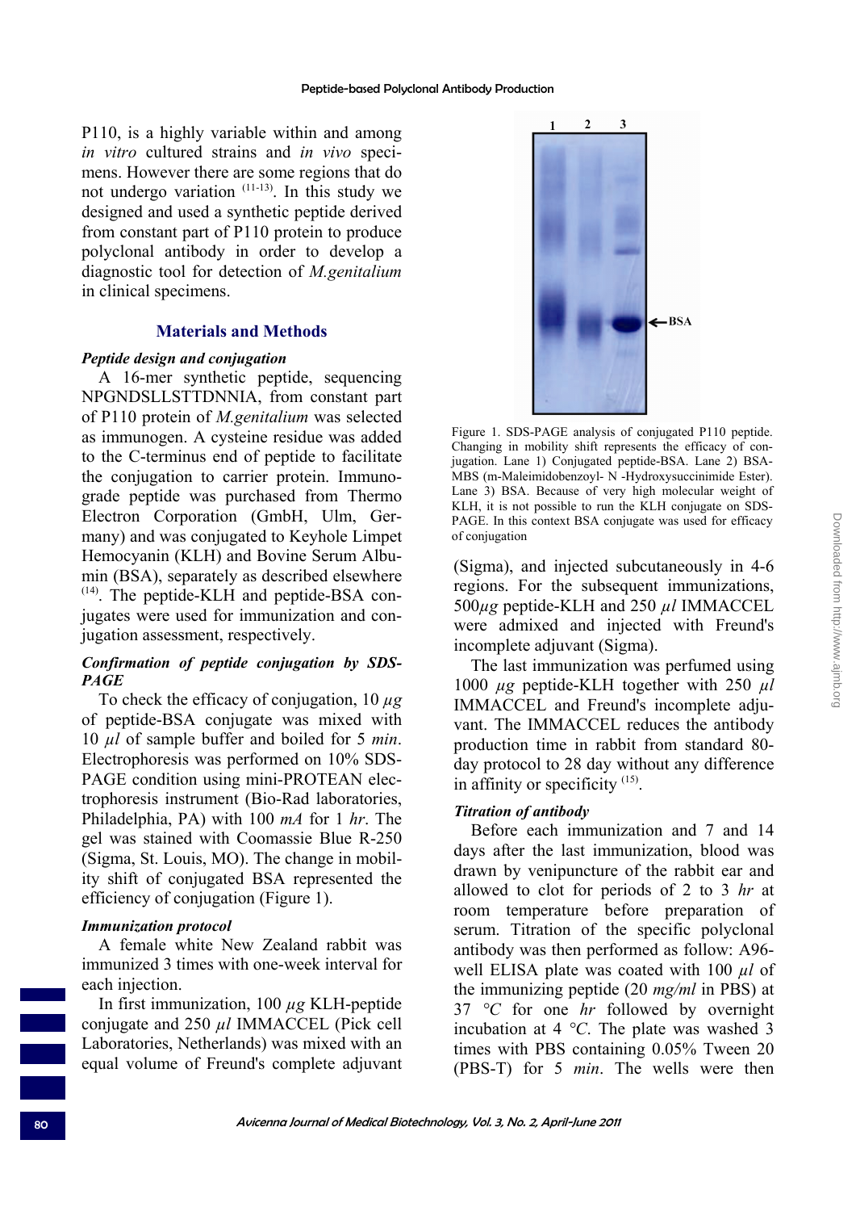P110, is a highly variable within and among *in vitro* cultured strains and *in vivo* specimens. However there are some regions that do not undergo variation [11-13]. In this study we designed and used a synthetic peptide derived from constant part of P110 protein to produce polyclonal antibody in order to develop a diagnostic tool for detection of *M.genitalium* in clinical specimens.

## Materials and Methods

### *Peptide design and conjugation*

A 16-mer synthetic peptide, sequencing NPGNDSLLSTTDNNIA, from constant part of P110 protein of *M.genitalium* was selected as immunogen. A cysteine residue was added to the C-terminus end of peptide to facilitate the conjugation to carrier protein. Immunograde peptide was purchased from Thermo Electron Corporation (GmbH, Ulm, Germany) and was conjugated to Keyhole Limpet Hemocyanin (KLH) and Bovine Serum Albumin (BSA), separately as described elsewhere [14]. The peptide-KLH and peptide-BSA conjugates were used for immunization and conjugation assessment, respectively.

### *Confirmation of peptide conjugation by SDS-PAGE*

To check the efficacy of conjugation, 10 $\mu g$ of peptide-BSA conjugate was mixed with 10 $\mu l$ of sample buffer and boiled for 5 *min*. Electrophoresis was performed on 10% SDS-PAGE condition using mini-PROTEAN electrophoresis instrument (Bio-Rad laboratories, Philadelphia, PA) with 100 *mA* for 1 *hr*. The gel was stained with Coomassie Blue R-250 (Sigma, St. Louis, MO). The change in mobility shift of conjugated BSA represented the efficiency of conjugation (Figure 1).

Figure 1. SDS-PAGE analysis of conjugated P110 peptide. Changing in mobility shift represents the efficacy of conjugation. Lane 1) Conjugated peptide-BSA. Lane 2) BSA-MBS (m-Maleimidobenzoyl- N -Hydroxysuccinimide Ester). Lane 3) BSA. Because of very high molecular weight of KLH, it is not possible to run the KLH conjugate on SDS-PAGE. In this context BSA conjugate was used for efficacy of conjugation

### *Immunization protocol*

A female white New Zealand rabbit was immunized 3 times with one-week interval for each injection.

In first immunization, 100 $\mu g$ KLH-peptide conjugate and 250 $\mu l$ IMMACCEL (Pick cell Laboratories, Netherlands) was mixed with an equal volume of Freund's complete adjuvant (Sigma), and injected subcutaneously in 4-6 regions. For the subsequent immunizations, 500$\mu g$ peptide-KLH and 250 $\mu l$ IMMACCEL were admixed and injected with Freund's incomplete adjuvant (Sigma).

The last immunization was perfumed using 1000 $\mu g$ peptide-KLH together with 250 $\mu l$ IMMACCEL and Freund's incomplete adjuvant. The IMMACCEL reduces the antibody production time in rabbit from standard 80-day protocol to 28 day without any difference in affinity or specificity [15].

### *Titration of antibody*

Before each immunization and 7 and 14 days after the last immunization, blood was drawn by venipuncture of the rabbit ear and allowed to clot for periods of 2 to 3 *hr* at room temperature before preparation of serum. Titration of the specific polyclonal antibody was then performed as follow: A96-well ELISA plate was coated with 100 $\mu l$ of the immunizing peptide (20 *mg/ml* in PBS) at 37 *°C* for one *hr* followed by overnight incubation at 4 *°C*. The plate was washed 3 times with PBS containing 0.05% Tween 20 (PBS-T) for 5 *min*. The wells were then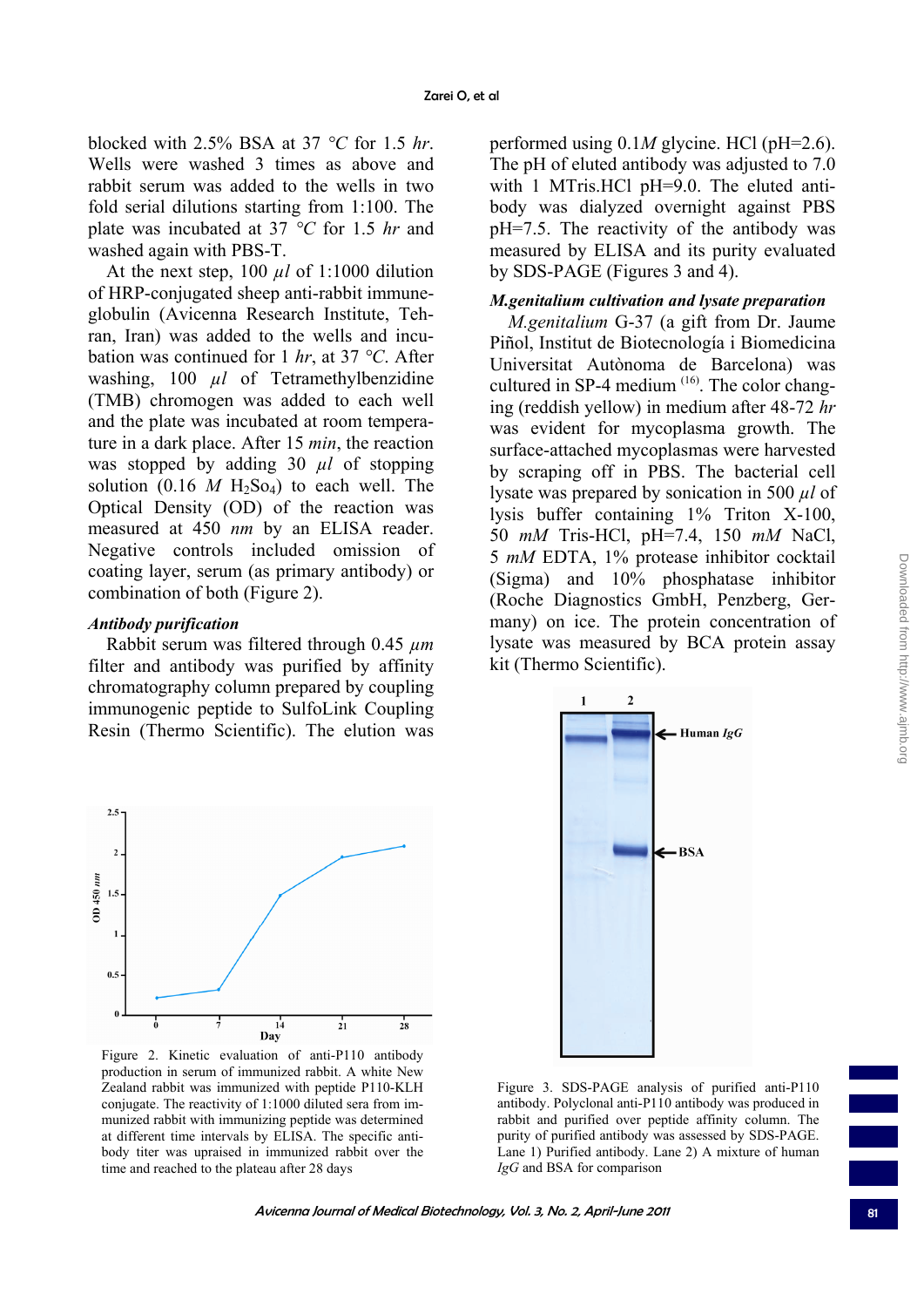blocked with 2.5% BSA at 37 *°C* for 1.5 *hr*. Wells were washed 3 times as above and rabbit serum was added to the wells in two fold serial dilutions starting from 1:100. The plate was incubated at 37 *°C* for 1.5 *hr* and washed again with PBS-T.

At the next step, 100 *μl* of 1:1000 dilution of HRP-conjugated sheep anti-rabbit immuneglobulin (Avicenna Research Institute, Tehran, Iran) was added to the wells and incubation was continued for 1 *hr*, at 37 *°C*. After washing, 100 *μl* of Tetramethylbenzidine (TMB) chromogen was added to each well and the plate was incubated at room temperature in a dark place. After 15 *min*, the reaction was stopped by adding 30 *μl* of stopping solution (0.16 *M* $H_2So_4$) to each well. The Optical Density (OD) of the reaction was measured at 450 *nm* by an ELISA reader. Negative controls included omission of coating layer, serum (as primary antibody) or combination of both (Figure 2).

### *Antibody purification*

Rabbit serum was filtered through 0.45 *μm* filter and antibody was purified by affinity chromatography column prepared by coupling immunogenic peptide to SulfoLink Coupling Resin (Thermo Scientific). The elution was performed using 0.1*M* glycine. HCl (pH=2.6). The pH of eluted antibody was adjusted to 7.0 with 1 MTris.HCl pH=9.0. The eluted antibody was dialyzed overnight against PBS pH=7.5. The reactivity of the antibody was measured by ELISA and its purity evaluated by SDS-PAGE (Figures 3 and 4).

Figure 2. Kinetic evaluation of anti-P110 antibody production in serum of immunized rabbit. A white New Zealand rabbit was immunized with peptide P110-KLH conjugate. The reactivity of 1:1000 diluted sera from immunized rabbit with immunizing peptide was determined at different time intervals by ELISA. The specific antibody titer was upraised in immunized rabbit over the time and reached to the plateau after 28 days

### *M.genitalium cultivation and lysate preparation*

*M.genitalium* G-37 (a gift from Dr. Jaume Piñol, Institut de Biotecnología i Biomedicina Universitat Autònoma de Barcelona) was cultured in SP-4 medium [16]. The color changing (reddish yellow) in medium after 48-72 *hr* was evident for mycoplasma growth. The surface-attached mycoplasmas were harvested by scraping off in PBS. The bacterial cell lysate was prepared by sonication in 500 *μl* of lysis buffer containing 1% Triton X-100, 50 *mM* Tris-HCl, pH=7.4, 150 *mM* NaCl, 5 *mM* EDTA, 1% protease inhibitor cocktail (Sigma) and 10% phosphatase inhibitor (Roche Diagnostics GmbH, Penzberg, Germany) on ice. The protein concentration of lysate was measured by BCA protein assay kit (Thermo Scientific).

Figure 3. SDS-PAGE analysis of purified anti-P110 antibody. Polyclonal anti-P110 antibody was produced in rabbit and purified over peptide affinity column. The purity of purified antibody was assessed by SDS-PAGE. Lane 1) Purified antibody. Lane 2) A mixture of human *IgG* and BSA for comparison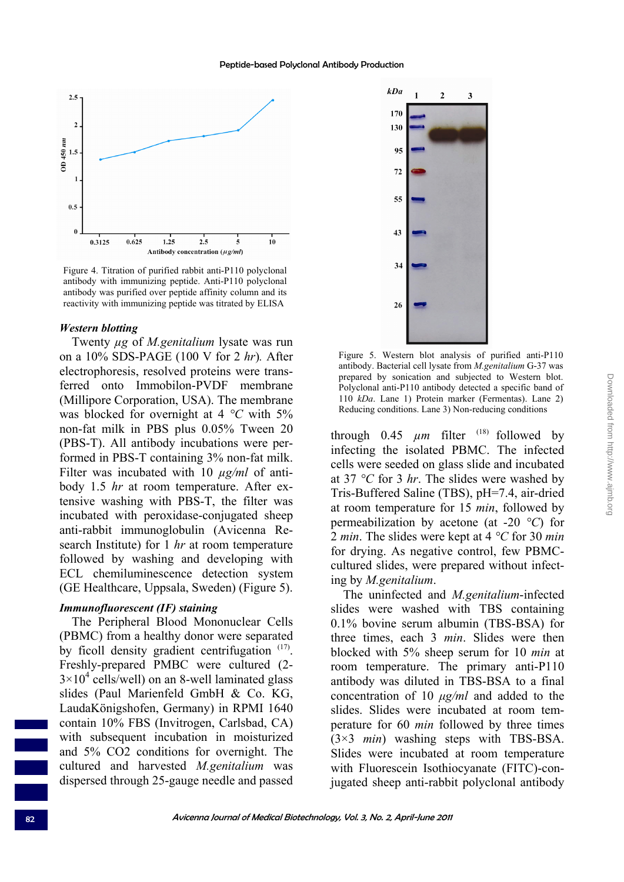Figure 4. Titration of purified rabbit anti-P110 polyclonal antibody with immunizing peptide. Anti-P110 polyclonal antibody was purified over peptide affinity column and its reactivity with immunizing peptide was titrated by ELISA

***Western blotting***

Twenty *μg* of *M.genitalium* lysate was run on a 10% SDS-PAGE (100 V for 2 *hr*). After electrophoresis, resolved proteins were transferred onto Immobilon-PVDF membrane (Millipore Corporation, USA). The membrane was blocked for overnight at 4 *°C* with 5% non-fat milk in PBS plus 0.05% Tween 20 (PBS-T). All antibody incubations were performed in PBS-T containing 3% non-fat milk. Filter was incubated with 10 *μg/ml* of antibody 1.5 *hr* at room temperature. After extensive washing with PBS-T, the filter was incubated with peroxidase-conjugated sheep anti-rabbit immunoglobulin (Avicenna Research Institute) for 1 *hr* at room temperature followed by washing and developing with ECL chemiluminescence detection system (GE Healthcare, Uppsala, Sweden) (Figure 5).

***Immunofluorescent (IF) staining***

The Peripheral Blood Mononuclear Cells (PBMC) from a healthy donor were separated by ficoll density gradient centrifugation [17]. Freshly-prepared PMBC were cultured (2-3×$10^4$ cells/well) on an 8-well laminated glass slides (Paul Marienfeld GmbH & Co. KG, LaudaKönigshofen, Germany) in RPMI 1640 contain 10% FBS (Invitrogen, Carlsbad, CA) with subsequent incubation in moisturized and 5% CO2 conditions for overnight. The cultured and harvested *M.genitalium* was dispersed through 25-gauge needle and passed through 0.45 *μm* filter [18] followed by infecting the isolated PBMC. The infected cells were seeded on glass slide and incubated at 37 *°C* for 3 *hr*. The slides were washed by Tris-Buffered Saline (TBS), pH=7.4, air-dried at room temperature for 15 *min*, followed by permeabilization by acetone (at -20 *°C*) for 2 *min*. The slides were kept at 4 *°C* for 30 *min* for drying. As negative control, few PBMC-cultured slides, were prepared without infecting by *M.genitalium*.

Figure 5. Western blot analysis of purified anti-P110 antibody. Bacterial cell lysate from *M.genitalium* G-37 was prepared by sonication and subjected to Western blot. Polyclonal anti-P110 antibody detected a specific band of 110 *kDa*. Lane 1) Protein marker (Fermentas). Lane 2) Reducing conditions. Lane 3) Non-reducing conditions

The uninfected and *M.genitalium*-infected slides were washed with TBS containing 0.1% bovine serum albumin (TBS-BSA) for three times, each 3 *min*. Slides were then blocked with 5% sheep serum for 10 *min* at room temperature. The primary anti-P110 antibody was diluted in TBS-BSA to a final concentration of 10 *μg/ml* and added to the slides. Slides were incubated at room temperature for 60 *min* followed by three times (3×3 *min*) washing steps with TBS-BSA. Slides were incubated at room temperature with Fluorescein Isothiocyanate (FITC)-conjugated sheep anti-rabbit polyclonal antibody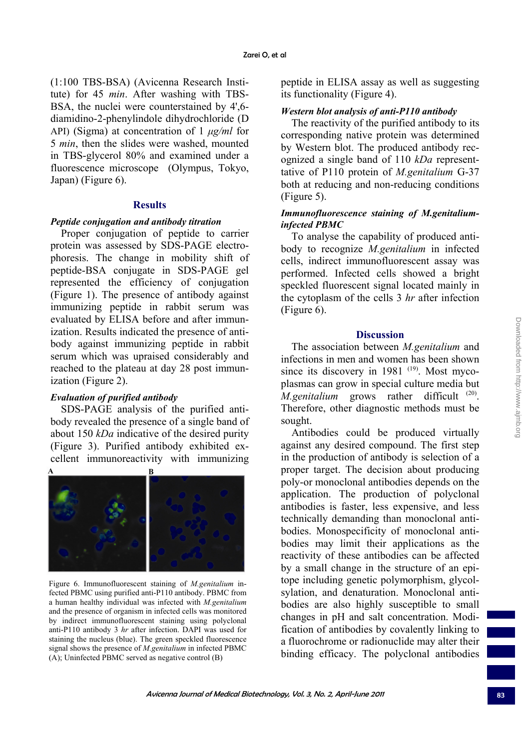(1:100 TBS-BSA) (Avicenna Research Institute) for 45 *min*. After washing with TBS-BSA, the nuclei were counterstained by 4',6-diamidino-2-phenylindole dihydrochloride (D API) (Sigma) at concentration of 1 *µg/ml* for 5 *min*, then the slides were washed, mounted in TBS-glycerol 80% and examined under a fluorescence microscope (Olympus, Tokyo, Japan) (Figure 6).

## Results

### *Peptide conjugation and antibody titration*

Proper conjugation of peptide to carrier protein was assessed by SDS-PAGE electrophoresis. The change in mobility shift of peptide-BSA conjugate in SDS-PAGE gel represented the efficiency of conjugation (Figure 1). The presence of antibody against immunizing peptide in rabbit serum was evaluated by ELISA before and after immunization. Results indicated the presence of antibody against immunizing peptide in rabbit serum which was upraised considerably and reached to the plateau at day 28 post immunization (Figure 2).

### *Evaluation of purified antibody*

SDS-PAGE analysis of the purified antibody revealed the presence of a single band of about 150 *kDa* indicative of the desired purity (Figure 3). Purified antibody exhibited excellent immunoreactivity with immunizing peptide in ELISA assay as well as suggesting its functionality (Figure 4).

Figure 6. Immunofluorescent staining of *M.genitalium* infected PBMC using purified anti-P110 antibody. PBMC from a human healthy individual was infected with *M.genitalium* and the presence of organism in infected cells was monitored by indirect immunofluorescent staining using polyclonal anti-P110 antibody 3 *hr* after infection. DAPI was used for staining the nucleus (blue). The green speckled fluorescence signal shows the presence of *M.genitalium* in infected PBMC (A); Uninfected PBMC served as negative control (B)

### *Western blot analysis of anti-P110 antibody*

The reactivity of the purified antibody to its corresponding native protein was determined by Western blot. The produced antibody recognized a single band of 110 *kDa* representative of P110 protein of *M.genitalium* G-37 both at reducing and non-reducing conditions (Figure 5).

### *Immunofluorescence staining of M.genitalium-infected PBMC*

To analyse the capability of produced antibody to recognize *M.genitalium* in infected cells, indirect immunofluorescent assay was performed. Infected cells showed a bright speckled fluorescent signal located mainly in the cytoplasm of the cells 3 *hr* after infection (Figure 6).

## Discussion

The association between *M.genitalium* and infections in men and women has been shown since its discovery in 1981 [19]. Most mycoplasmas can grow in special culture media but *M.genitalium* grows rather difficult [20]. Therefore, other diagnostic methods must be sought.

Antibodies could be produced virtually against any desired compound. The first step in the production of antibody is selection of a proper target. The decision about producing poly-or monoclonal antibodies depends on the application. The production of polyclonal antibodies is faster, less expensive, and less technically demanding than monoclonal antibodies. Monospecificity of monoclonal antibodies may limit their applications as the reactivity of these antibodies can be affected by a small change in the structure of an epitope including genetic polymorphism, glycolsylation, and denaturation. Monoclonal antibodies are also highly susceptible to small changes in pH and salt concentration. Modification of antibodies by covalently linking to a fluorochrome or radionuclide may alter their binding efficacy. The polyclonal antibodies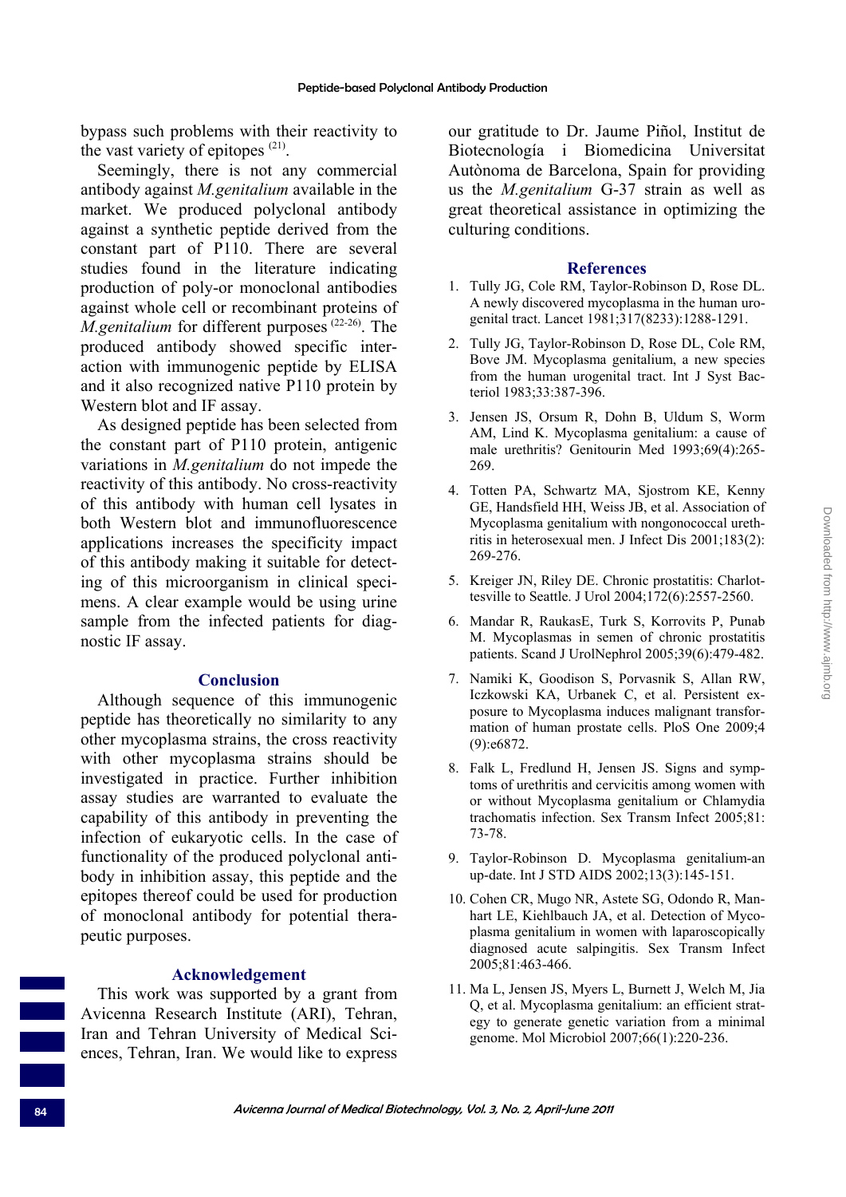bypass such problems with their reactivity to the vast variety of epitopes [21].

Seemingly, there is not any commercial antibody against *M.genitalium* available in the market. We produced polyclonal antibody against a synthetic peptide derived from the constant part of P110. There are several studies found in the literature indicating production of poly-or monoclonal antibodies against whole cell or recombinant proteins of *M.genitalium* for different purposes [22-26]. The produced antibody showed specific interaction with immunogenic peptide by ELISA and it also recognized native P110 protein by Western blot and IF assay.

As designed peptide has been selected from the constant part of P110 protein, antigenic variations in *M.genitalium* do not impede the reactivity of this antibody. No cross-reactivity of this antibody with human cell lysates in both Western blot and immunofluorescence applications increases the specificity impact of this antibody making it suitable for detecting of this microorganism in clinical specimens. A clear example would be using urine sample from the infected patients for diagnostic IF assay.

## Conclusion

Although sequence of this immunogenic peptide has theoretically no similarity to any other mycoplasma strains, the cross reactivity with other mycoplasma strains should be investigated in practice. Further inhibition assay studies are warranted to evaluate the capability of this antibody in preventing the infection of eukaryotic cells. In the case of functionality of the produced polyclonal antibody in inhibition assay, this peptide and the epitopes thereof could be used for production of monoclonal antibody for potential therapeutic purposes.

## Acknowledgement

This work was supported by a grant from Avicenna Research Institute (ARI), Tehran, Iran and Tehran University of Medical Sciences, Tehran, Iran. We would like to express our gratitude to Dr. Jaume Piñol, Institut de Biotecnología i Biomedicina Universitat Autònoma de Barcelona, Spain for providing us the *M.genitalium* G-37 strain as well as great theoretical assistance in optimizing the culturing conditions.

## References

1. Tully JG, Cole RM, Taylor-Robinson D, Rose DL. A newly discovered mycoplasma in the human urogenital tract. Lancet 1981;317(8233):1288-1291.
2. Tully JG, Taylor-Robinson D, Rose DL, Cole RM, Bove JM. Mycoplasma genitalium, a new species from the human urogenital tract. Int J Syst Bacteriol 1983;33:387-396.
3. Jensen JS, Orsum R, Dohn B, Uldum S, Worm AM, Lind K. Mycoplasma genitalium: a cause of male urethritis? Genitourin Med 1993;69(4):265-269.
4. Totten PA, Schwartz MA, Sjostrom KE, Kenny GE, Handsfield HH, Weiss JB, et al. Association of Mycoplasma genitalium with nongonococcal urethritis in heterosexual men. J Infect Dis 2001;183(2):269-276.
5. Kreiger JN, Riley DE. Chronic prostatitis: Charlottesville to Seattle. J Urol 2004;172(6):2557-2560.
6. Mandar R, RaukasE, Turk S, Korrovits P, Punab M. Mycoplasmas in semen of chronic prostatitis patients. Scand J UrolNephrol 2005;39(6):479-482.
7. Namiki K, Goodison S, Porvasnik S, Allan RW, Iczkowski KA, Urbanek C, et al. Persistent exposure to Mycoplasma induces malignant transformation of human prostate cells. PloS One 2009;4(9):e6872.
8. Falk L, Fredlund H, Jensen JS. Signs and symptoms of urethritis and cervicitis among women with or without Mycoplasma genitalium or Chlamydia trachomatis infection. Sex Transm Infect 2005;81:73-78.
9. Taylor-Robinson D. Mycoplasma genitalium-an up-date. Int J STD AIDS 2002;13(3):145-151.
10. Cohen CR, Mugo NR, Astete SG, Odondo R, Manhart LE, Kiehlbauch JA, et al. Detection of Mycoplasma genitalium in women with laparoscopically diagnosed acute salpingitis. Sex Transm Infect 2005;81:463-466.
11. Ma L, Jensen JS, Myers L, Burnett J, Welch M, Jia Q, et al. Mycoplasma genitalium: an efficient strategy to generate genetic variation from a minimal genome. Mol Microbiol 2007;66(1):220-236.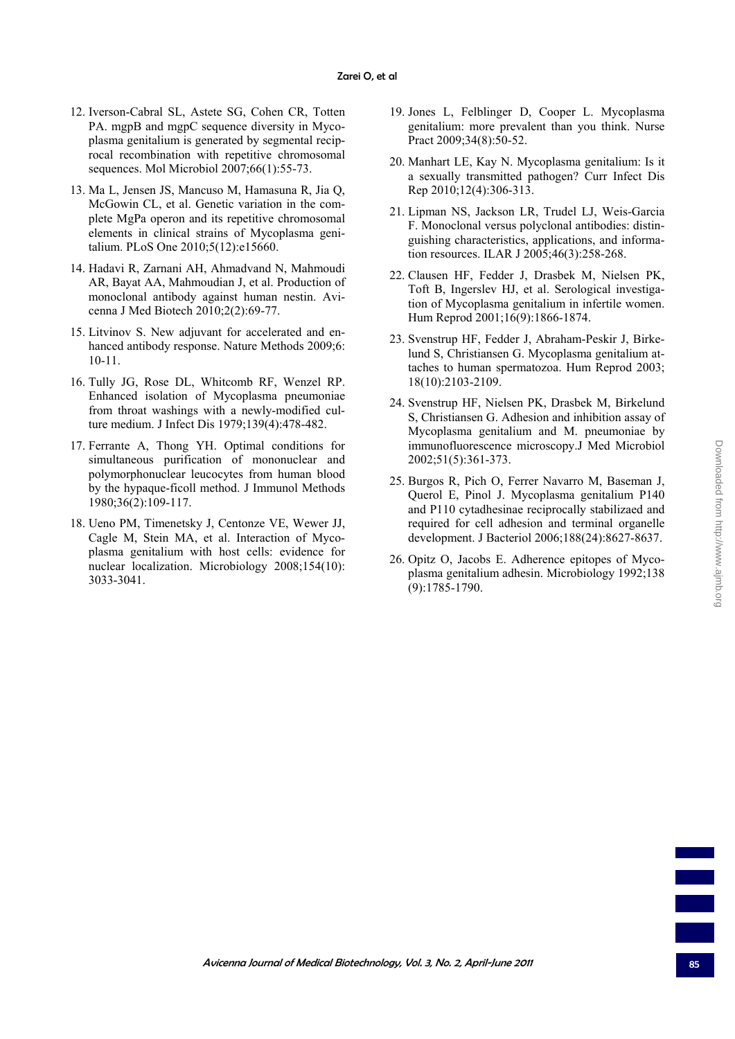12. Iverson-Cabral SL, Astete SG, Cohen CR, Totten PA. mgpB and mgpC sequence diversity in Mycoplasma genitalium is generated by segmental reciprocal recombination with repetitive chromosomal sequences. Mol Microbiol 2007;66(1):55-73.

13. Ma L, Jensen JS, Mancuso M, Hamasuna R, Jia Q, McGowin CL, et al. Genetic variation in the complete MgPa operon and its repetitive chromosomal elements in clinical strains of Mycoplasma genitalium. PLoS One 2010;5(12):e15660.

14. Hadavi R, Zarnani AH, Ahmadvand N, Mahmoudi AR, Bayat AA, Mahmoudian J, et al. Production of monoclonal antibody against human nestin. Avicenna J Med Biotech 2010;2(2):69-77.

15. Litvinov S. New adjuvant for accelerated and enhanced antibody response. Nature Methods 2009;6: 10-11.

16. Tully JG, Rose DL, Whitcomb RF, Wenzel RP. Enhanced isolation of Mycoplasma pneumoniae from throat washings with a newly-modified culture medium. J Infect Dis 1979;139(4):478-482.

17. Ferrante A, Thong YH. Optimal conditions for simultaneous purification of mononuclear and polymorphonuclear leucocytes from human blood by the hypaque-ficoll method. J Immunol Methods 1980;36(2):109-117.

18. Ueno PM, Timenetsky J, Centonze VE, Wewer JJ, Cagle M, Stein MA, et al. Interaction of Mycoplasma genitalium with host cells: evidence for nuclear localization. Microbiology 2008;154(10): 3033-3041.

19. Jones L, Felblinger D, Cooper L. Mycoplasma genitalium: more prevalent than you think. Nurse Pract 2009;34(8):50-52.

20. Manhart LE, Kay N. Mycoplasma genitalium: Is it a sexually transmitted pathogen? Curr Infect Dis Rep 2010;12(4):306-313.

21. Lipman NS, Jackson LR, Trudel LJ, Weis-Garcia F. Monoclonal versus polyclonal antibodies: distinguishing characteristics, applications, and information resources. ILAR J 2005;46(3):258-268.

22. Clausen HF, Fedder J, Drasbek M, Nielsen PK, Toft B, Ingerslev HJ, et al. Serological investigation of Mycoplasma genitalium in infertile women. Hum Reprod 2001;16(9):1866-1874.

23. Svenstrup HF, Fedder J, Abraham-Peskir J, Birkelund S, Christiansen G. Mycoplasma genitalium attaches to human spermatozoa. Hum Reprod 2003; 18(10):2103-2109.

24. Svenstrup HF, Nielsen PK, Drasbek M, Birkelund S, Christiansen G. Adhesion and inhibition assay of Mycoplasma genitalium and M. pneumoniae by immunofluorescence microscopy.J Med Microbiol 2002;51(5):361-373.

25. Burgos R, Pich O, Ferrer Navarro M, Baseman J, Querol E, Pinol J. Mycoplasma genitalium P140 and P110 cytadhesinae reciprocally stabilizaed and required for cell adhesion and terminal organelle development. J Bacteriol 2006;188(24):8627-8637.

26. Opitz O, Jacobs E. Adherence epitopes of Mycoplasma genitalium adhesin. Microbiology 1992;138 (9):1785-1790.